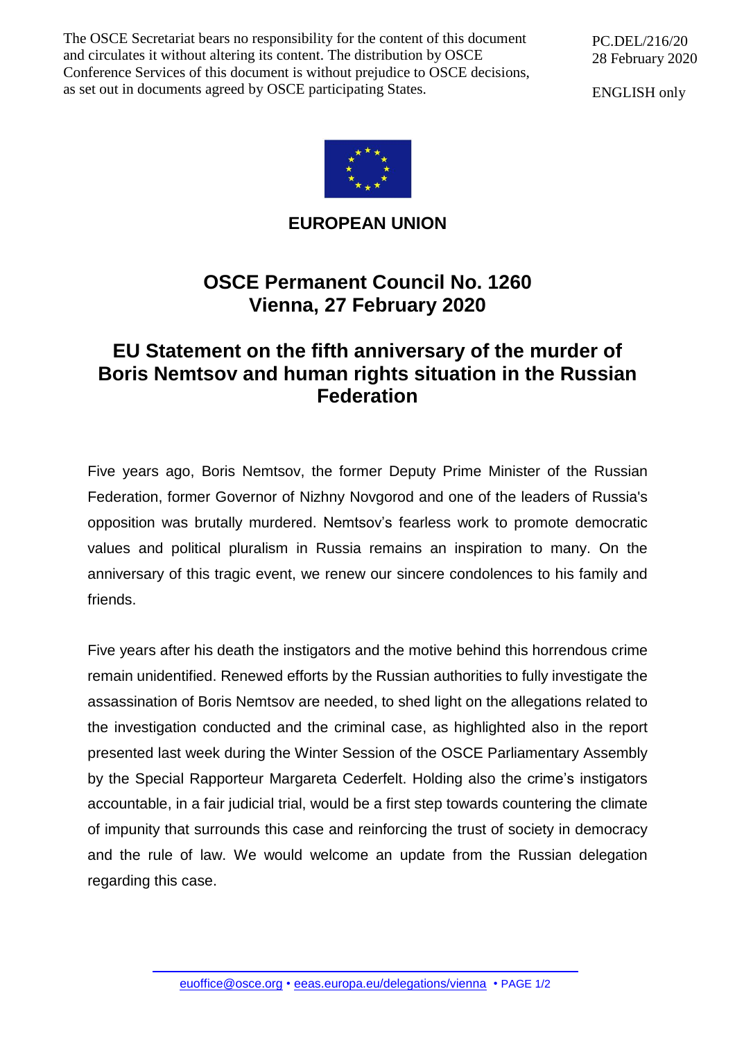The OSCE Secretariat bears no responsibility for the content of this document and circulates it without altering its content. The distribution by OSCE Conference Services of this document is without prejudice to OSCE decisions, as set out in documents agreed by OSCE participating States.

PC.DEL/216/20
28 February 2020

ENGLISH only

**EUROPEAN UNION**

# OSCE Permanent Council No. 1260
# Vienna, 27 February 2020

## EU Statement on the fifth anniversary of the murder of Boris Nemtsov and human rights situation in the Russian Federation

Five years ago, Boris Nemtsov, the former Deputy Prime Minister of the Russian Federation, former Governor of Nizhny Novgorod and one of the leaders of Russia's opposition was brutally murdered. Nemtsov's fearless work to promote democratic values and political pluralism in Russia remains an inspiration to many. On the anniversary of this tragic event, we renew our sincere condolences to his family and friends.

Five years after his death the instigators and the motive behind this horrendous crime remain unidentified. Renewed efforts by the Russian authorities to fully investigate the assassination of Boris Nemtsov are needed, to shed light on the allegations related to the investigation conducted and the criminal case, as highlighted also in the report presented last week during the Winter Session of the OSCE Parliamentary Assembly by the Special Rapporteur Margareta Cederfelt. Holding also the crime's instigators accountable, in a fair judicial trial, would be a first step towards countering the climate of impunity that surrounds this case and reinforcing the trust of society in democracy and the rule of law. We would welcome an update from the Russian delegation regarding this case.

euoffice@osce.org • eeas.europa.eu/delegations/vienna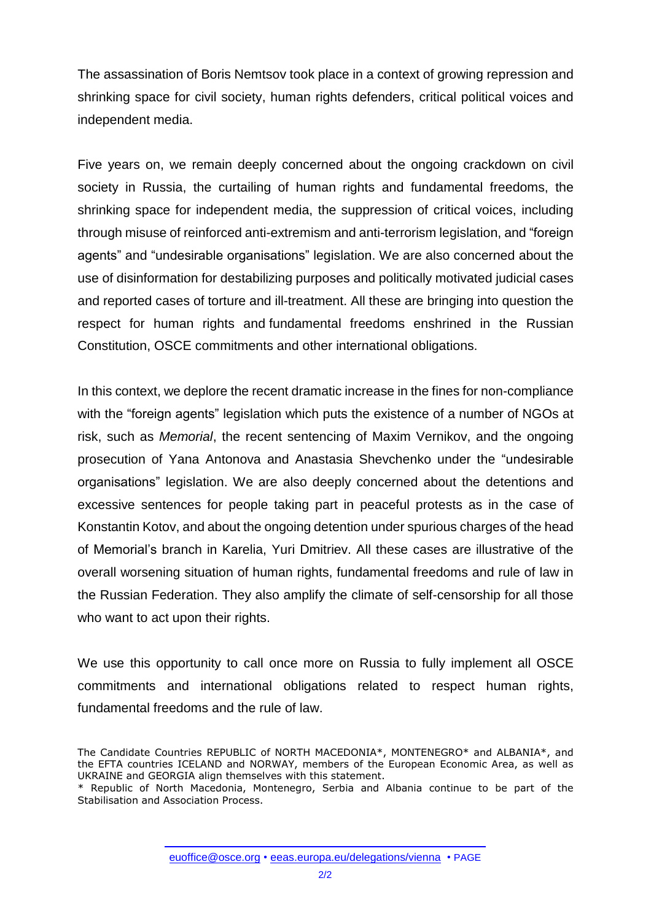The assassination of Boris Nemtsov took place in a context of growing repression and shrinking space for civil society, human rights defenders, critical political voices and independent media.

Five years on, we remain deeply concerned about the ongoing crackdown on civil society in Russia, the curtailing of human rights and fundamental freedoms, the shrinking space for independent media, the suppression of critical voices, including through misuse of reinforced anti-extremism and anti-terrorism legislation, and "foreign agents" and "undesirable organisations" legislation. We are also concerned about the use of disinformation for destabilizing purposes and politically motivated judicial cases and reported cases of torture and ill-treatment. All these are bringing into question the respect for human rights and fundamental freedoms enshrined in the Russian Constitution, OSCE commitments and other international obligations.

In this context, we deplore the recent dramatic increase in the fines for non-compliance with the "foreign agents" legislation which puts the existence of a number of NGOs at risk, such as *Memorial*, the recent sentencing of Maxim Vernikov, and the ongoing prosecution of Yana Antonova and Anastasia Shevchenko under the "undesirable organisations" legislation. We are also deeply concerned about the detentions and excessive sentences for people taking part in peaceful protests as in the case of Konstantin Kotov, and about the ongoing detention under spurious charges of the head of Memorial's branch in Karelia, Yuri Dmitriev. All these cases are illustrative of the overall worsening situation of human rights, fundamental freedoms and rule of law in the Russian Federation. They also amplify the climate of self-censorship for all those who want to act upon their rights.

We use this opportunity to call once more on Russia to fully implement all OSCE commitments and international obligations related to respect human rights, fundamental freedoms and the rule of law.

The Candidate Countries REPUBLIC of NORTH MACEDONIA*, MONTENEGRO* and ALBANIA*, and the EFTA countries ICELAND and NORWAY, members of the European Economic Area, as well as UKRAINE and GEORGIA align themselves with this statement.

* Republic of North Macedonia, Montenegro, Serbia and Albania continue to be part of the Stabilisation and Association Process.

euoffice@osce.org • eeas.europa.eu/delegations/vienna